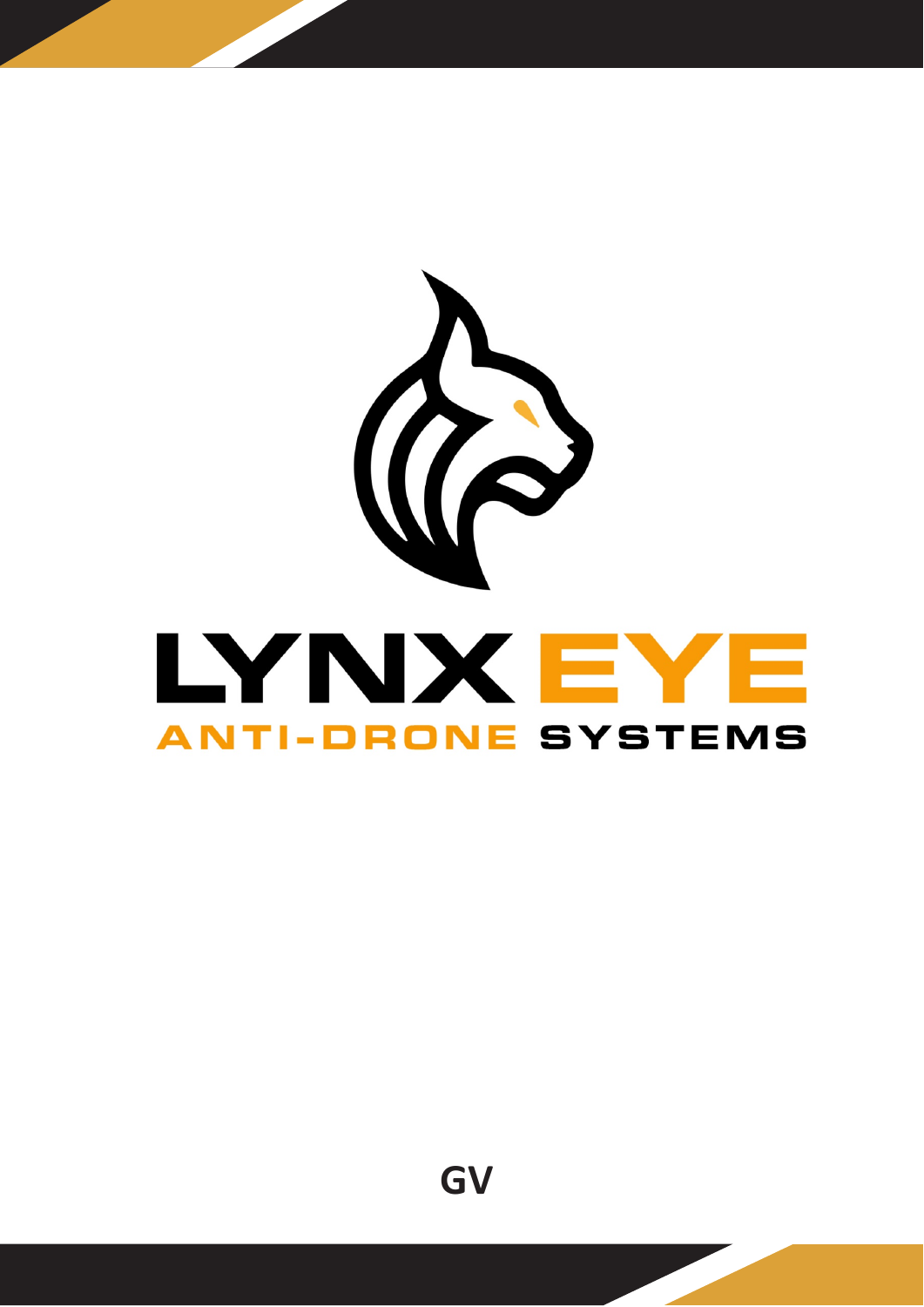# LYNX EYE

## ANTI-DRONE SYSTEMS

GV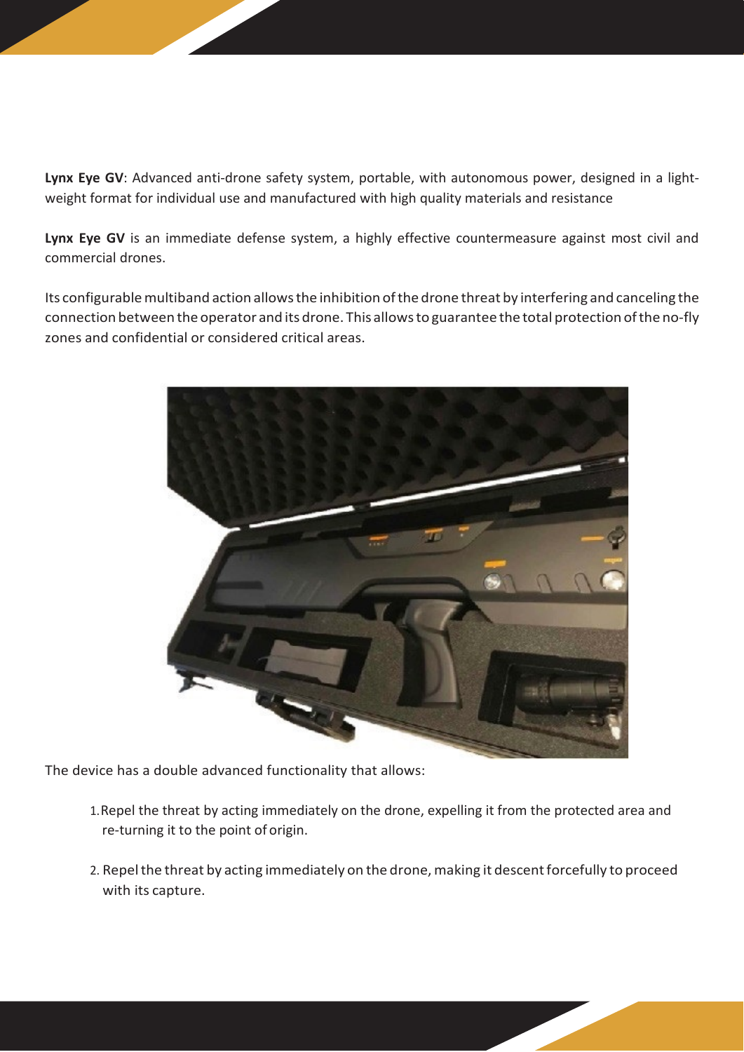**Lynx Eye GV**: Advanced anti-drone safety system, portable, with autonomous power, designed in a light-weight format for individual use and manufactured with high quality materials and resistance

**Lynx Eye GV** is an immediate defense system, a highly effective countermeasure against most civil and commercial drones.

Its configurable multiband action allows the inhibition of the drone threat by interfering and canceling the connection between the operator and its drone. This allows to guarantee the total protection of the no-fly zones and confidential or considered critical areas.

The device has a double advanced functionality that allows:

1. Repel the threat by acting immediately on the drone, expelling it from the protected area and re-turning it to the point of origin.

2. Repel the threat by acting immediately on the drone, making it descent forcefully to proceed with its capture.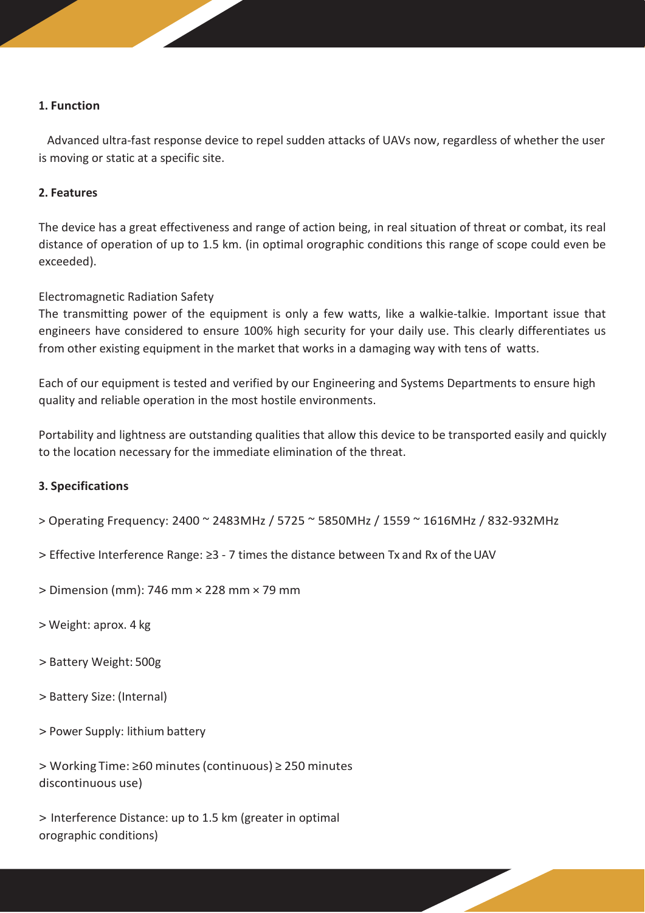**1. Function**

Advanced ultra-fast response device to repel sudden attacks of UAVs now, regardless of whether the user is moving or static at a specific site.

**2. Features**

The device has a great effectiveness and range of action being, in real situation of threat or combat, its real distance of operation of up to 1.5 km. (in optimal orographic conditions this range of scope could even be exceeded).

Electromagnetic Radiation Safety
The transmitting power of the equipment is only a few watts, like a walkie-talkie. Important issue that engineers have considered to ensure 100% high security for your daily use. This clearly differentiates us from other existing equipment in the market that works in a damaging way with tens of watts.

Each of our equipment is tested and verified by our Engineering and Systems Departments to ensure high quality and reliable operation in the most hostile environments.

Portability and lightness are outstanding qualities that allow this device to be transported easily and quickly to the location necessary for the immediate elimination of the threat.

**3. Specifications**

> Operating Frequency: 2400 ~ 2483MHz / 5725 ~ 5850MHz / 1559 ~ 1616MHz / 832-932MHz

> Effective Interference Range: ≥3 - 7 times the distance between Tx and Rx of the UAV

> Dimension (mm): 746 mm × 228 mm × 79 mm

> Weight: aprox. 4 kg

> Battery Weight: 500g

> Battery Size: (Internal)

> Power Supply: lithium battery

> Working Time: ≥60 minutes (continuous) ≥ 250 minutes discontinuous use)

> Interference Distance: up to 1.5 km (greater in optimal orographic conditions)